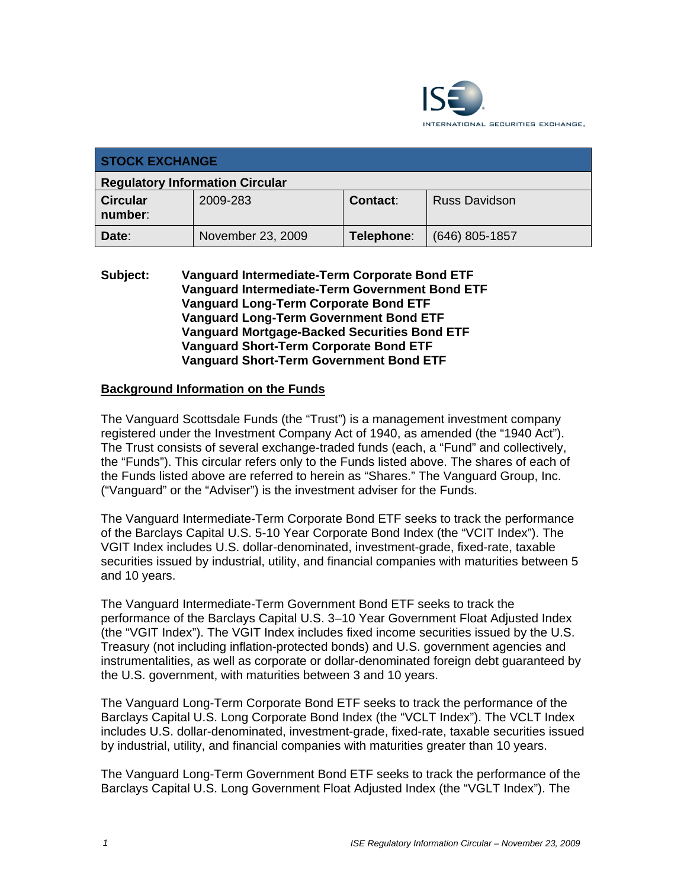INTERNATIONAL SECURITIES EXCHANGE.

| STOCK EXCHANGE | | | |
|---|---|---|---|
| **Regulatory Information Circular** | | | |
| **Circular number**: | 2009-283 | **Contact**: | Russ Davidson |
| **Date**: | November 23, 2009 | **Telephone**: | (646) 805-1857 |

**Subject:** **Vanguard Intermediate-Term Corporate Bond ETF**
**Vanguard Intermediate-Term Government Bond ETF**
**Vanguard Long-Term Corporate Bond ETF**
**Vanguard Long-Term Government Bond ETF**
**Vanguard Mortgage-Backed Securities Bond ETF**
**Vanguard Short-Term Corporate Bond ETF**
**Vanguard Short-Term Government Bond ETF**

## Background Information on the Funds

The Vanguard Scottsdale Funds (the "Trust") is a management investment company registered under the Investment Company Act of 1940, as amended (the "1940 Act"). The Trust consists of several exchange-traded funds (each, a "Fund" and collectively, the "Funds"). This circular refers only to the Funds listed above. The shares of each of the Funds listed above are referred to herein as "Shares." The Vanguard Group, Inc. ("Vanguard" or the "Adviser") is the investment adviser for the Funds.

The Vanguard Intermediate-Term Corporate Bond ETF seeks to track the performance of the Barclays Capital U.S. 5-10 Year Corporate Bond Index (the "VCIT Index"). The VGIT Index includes U.S. dollar-denominated, investment-grade, fixed-rate, taxable securities issued by industrial, utility, and financial companies with maturities between 5 and 10 years.

The Vanguard Intermediate-Term Government Bond ETF seeks to track the performance of the Barclays Capital U.S. 3–10 Year Government Float Adjusted Index (the "VGIT Index"). The VGIT Index includes fixed income securities issued by the U.S. Treasury (not including inflation-protected bonds) and U.S. government agencies and instrumentalities, as well as corporate or dollar-denominated foreign debt guaranteed by the U.S. government, with maturities between 3 and 10 years.

The Vanguard Long-Term Corporate Bond ETF seeks to track the performance of the Barclays Capital U.S. Long Corporate Bond Index (the "VCLT Index"). The VCLT Index includes U.S. dollar-denominated, investment-grade, fixed-rate, taxable securities issued by industrial, utility, and financial companies with maturities greater than 10 years.

The Vanguard Long-Term Government Bond ETF seeks to track the performance of the Barclays Capital U.S. Long Government Float Adjusted Index (the "VGLT Index"). The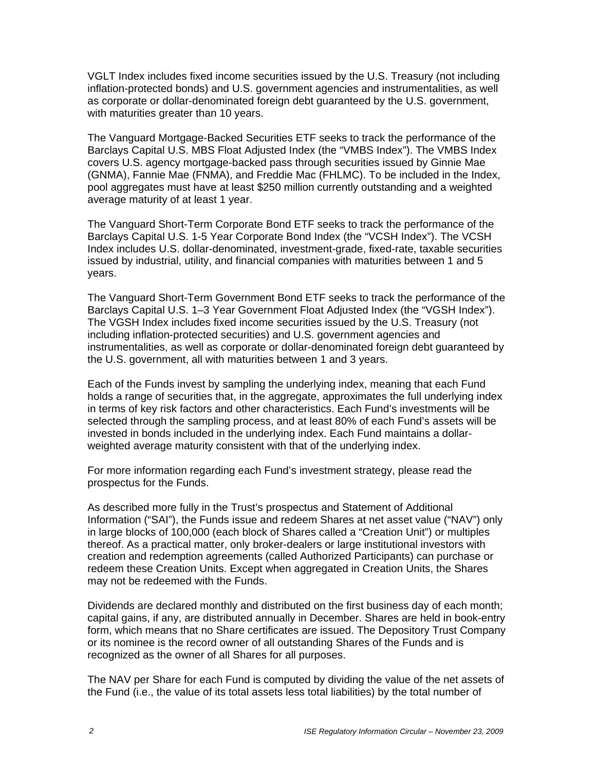VGLT Index includes fixed income securities issued by the U.S. Treasury (not including inflation-protected bonds) and U.S. government agencies and instrumentalities, as well as corporate or dollar-denominated foreign debt guaranteed by the U.S. government, with maturities greater than 10 years.

The Vanguard Mortgage-Backed Securities ETF seeks to track the performance of the Barclays Capital U.S. MBS Float Adjusted Index (the "VMBS Index"). The VMBS Index covers U.S. agency mortgage-backed pass through securities issued by Ginnie Mae (GNMA), Fannie Mae (FNMA), and Freddie Mac (FHLMC). To be included in the Index, pool aggregates must have at least $250 million currently outstanding and a weighted average maturity of at least 1 year.

The Vanguard Short-Term Corporate Bond ETF seeks to track the performance of the Barclays Capital U.S. 1-5 Year Corporate Bond Index (the "VCSH Index"). The VCSH Index includes U.S. dollar-denominated, investment-grade, fixed-rate, taxable securities issued by industrial, utility, and financial companies with maturities between 1 and 5 years.

The Vanguard Short-Term Government Bond ETF seeks to track the performance of the Barclays Capital U.S. 1–3 Year Government Float Adjusted Index (the "VGSH Index"). The VGSH Index includes fixed income securities issued by the U.S. Treasury (not including inflation-protected securities) and U.S. government agencies and instrumentalities, as well as corporate or dollar-denominated foreign debt guaranteed by the U.S. government, all with maturities between 1 and 3 years.

Each of the Funds invest by sampling the underlying index, meaning that each Fund holds a range of securities that, in the aggregate, approximates the full underlying index in terms of key risk factors and other characteristics. Each Fund's investments will be selected through the sampling process, and at least 80% of each Fund's assets will be invested in bonds included in the underlying index. Each Fund maintains a dollar-weighted average maturity consistent with that of the underlying index.

For more information regarding each Fund's investment strategy, please read the prospectus for the Funds.

As described more fully in the Trust's prospectus and Statement of Additional Information ("SAI"), the Funds issue and redeem Shares at net asset value ("NAV") only in large blocks of 100,000 (each block of Shares called a "Creation Unit") or multiples thereof. As a practical matter, only broker-dealers or large institutional investors with creation and redemption agreements (called Authorized Participants) can purchase or redeem these Creation Units. Except when aggregated in Creation Units, the Shares may not be redeemed with the Funds.

Dividends are declared monthly and distributed on the first business day of each month; capital gains, if any, are distributed annually in December. Shares are held in book-entry form, which means that no Share certificates are issued. The Depository Trust Company or its nominee is the record owner of all outstanding Shares of the Funds and is recognized as the owner of all Shares for all purposes.

The NAV per Share for each Fund is computed by dividing the value of the net assets of the Fund (i.e., the value of its total assets less total liabilities) by the total number of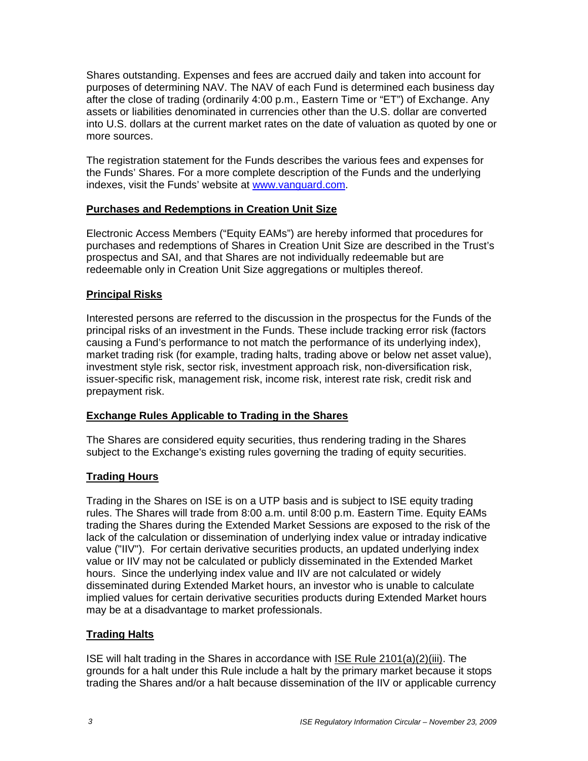Shares outstanding. Expenses and fees are accrued daily and taken into account for purposes of determining NAV. The NAV of each Fund is determined each business day after the close of trading (ordinarily 4:00 p.m., Eastern Time or "ET") of Exchange. Any assets or liabilities denominated in currencies other than the U.S. dollar are converted into U.S. dollars at the current market rates on the date of valuation as quoted by one or more sources.

The registration statement for the Funds describes the various fees and expenses for the Funds' Shares. For a more complete description of the Funds and the underlying indexes, visit the Funds' website at www.vanguard.com.

## Purchases and Redemptions in Creation Unit Size

Electronic Access Members ("Equity EAMs") are hereby informed that procedures for purchases and redemptions of Shares in Creation Unit Size are described in the Trust's prospectus and SAI, and that Shares are not individually redeemable but are redeemable only in Creation Unit Size aggregations or multiples thereof.

## Principal Risks

Interested persons are referred to the discussion in the prospectus for the Funds of the principal risks of an investment in the Funds. These include tracking error risk (factors causing a Fund's performance to not match the performance of its underlying index), market trading risk (for example, trading halts, trading above or below net asset value), investment style risk, sector risk, investment approach risk, non-diversification risk, issuer-specific risk, management risk, income risk, interest rate risk, credit risk and prepayment risk.

## Exchange Rules Applicable to Trading in the Shares

The Shares are considered equity securities, thus rendering trading in the Shares subject to the Exchange's existing rules governing the trading of equity securities.

## Trading Hours

Trading in the Shares on ISE is on a UTP basis and is subject to ISE equity trading rules. The Shares will trade from 8:00 a.m. until 8:00 p.m. Eastern Time. Equity EAMs trading the Shares during the Extended Market Sessions are exposed to the risk of the lack of the calculation or dissemination of underlying index value or intraday indicative value ("IIV"). For certain derivative securities products, an updated underlying index value or IIV may not be calculated or publicly disseminated in the Extended Market hours. Since the underlying index value and IIV are not calculated or widely disseminated during Extended Market hours, an investor who is unable to calculate implied values for certain derivative securities products during Extended Market hours may be at a disadvantage to market professionals.

## Trading Halts

ISE will halt trading in the Shares in accordance with ISE Rule 2101(a)(2)(iii). The grounds for a halt under this Rule include a halt by the primary market because it stops trading the Shares and/or a halt because dissemination of the IIV or applicable currency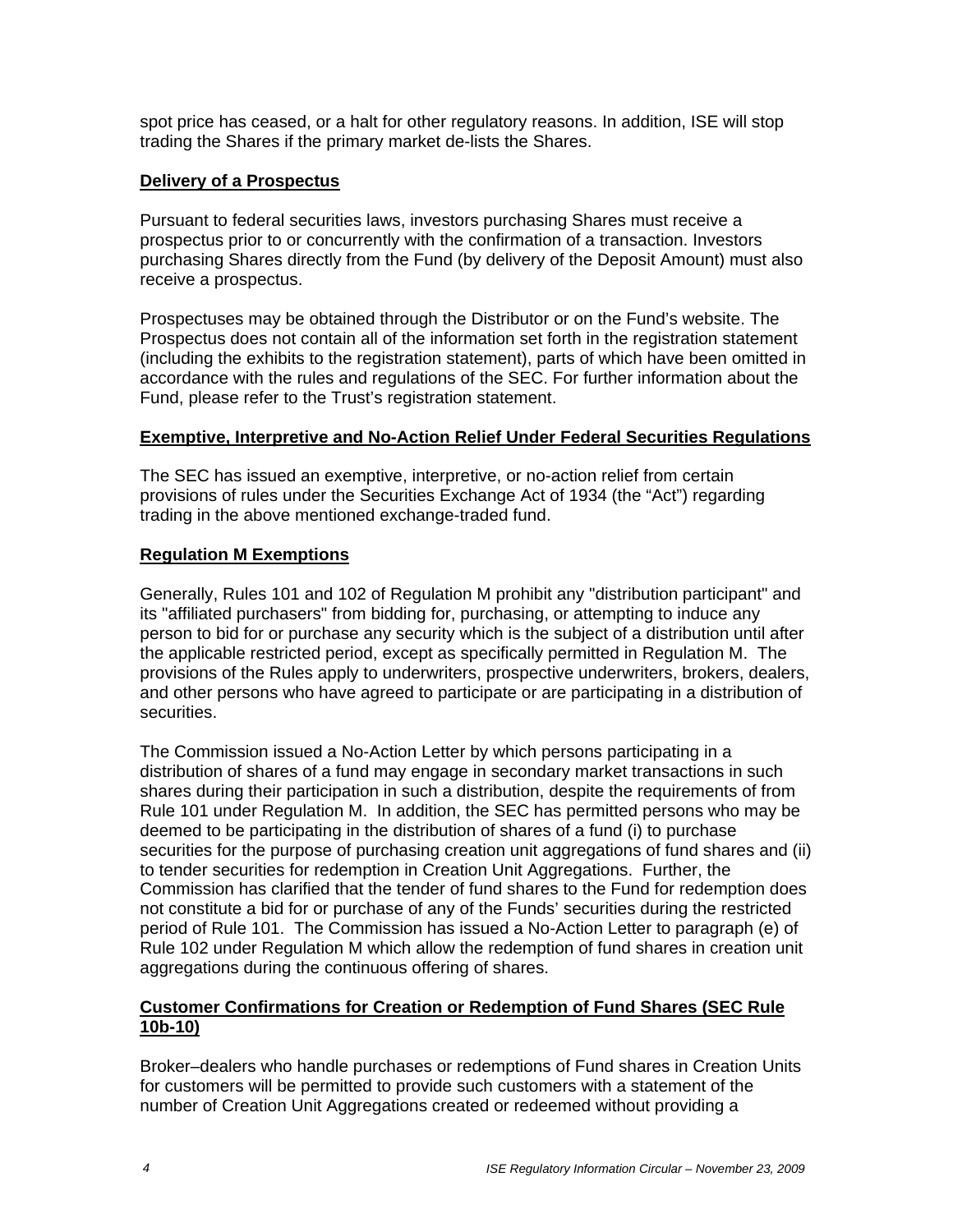spot price has ceased, or a halt for other regulatory reasons. In addition, ISE will stop trading the Shares if the primary market de-lists the Shares.

## Delivery of a Prospectus

Pursuant to federal securities laws, investors purchasing Shares must receive a prospectus prior to or concurrently with the confirmation of a transaction. Investors purchasing Shares directly from the Fund (by delivery of the Deposit Amount) must also receive a prospectus.

Prospectuses may be obtained through the Distributor or on the Fund's website. The Prospectus does not contain all of the information set forth in the registration statement (including the exhibits to the registration statement), parts of which have been omitted in accordance with the rules and regulations of the SEC. For further information about the Fund, please refer to the Trust's registration statement.

## Exemptive, Interpretive and No-Action Relief Under Federal Securities Regulations

The SEC has issued an exemptive, interpretive, or no-action relief from certain provisions of rules under the Securities Exchange Act of 1934 (the "Act") regarding trading in the above mentioned exchange-traded fund.

## Regulation M Exemptions

Generally, Rules 101 and 102 of Regulation M prohibit any "distribution participant" and its "affiliated purchasers" from bidding for, purchasing, or attempting to induce any person to bid for or purchase any security which is the subject of a distribution until after the applicable restricted period, except as specifically permitted in Regulation M. The provisions of the Rules apply to underwriters, prospective underwriters, brokers, dealers, and other persons who have agreed to participate or are participating in a distribution of securities.

The Commission issued a No-Action Letter by which persons participating in a distribution of shares of a fund may engage in secondary market transactions in such shares during their participation in such a distribution, despite the requirements of from Rule 101 under Regulation M. In addition, the SEC has permitted persons who may be deemed to be participating in the distribution of shares of a fund (i) to purchase securities for the purpose of purchasing creation unit aggregations of fund shares and (ii) to tender securities for redemption in Creation Unit Aggregations. Further, the Commission has clarified that the tender of fund shares to the Fund for redemption does not constitute a bid for or purchase of any of the Funds' securities during the restricted period of Rule 101. The Commission has issued a No-Action Letter to paragraph (e) of Rule 102 under Regulation M which allow the redemption of fund shares in creation unit aggregations during the continuous offering of shares.

## Customer Confirmations for Creation or Redemption of Fund Shares (SEC Rule 10b-10)

Broker–dealers who handle purchases or redemptions of Fund shares in Creation Units for customers will be permitted to provide such customers with a statement of the number of Creation Unit Aggregations created or redeemed without providing a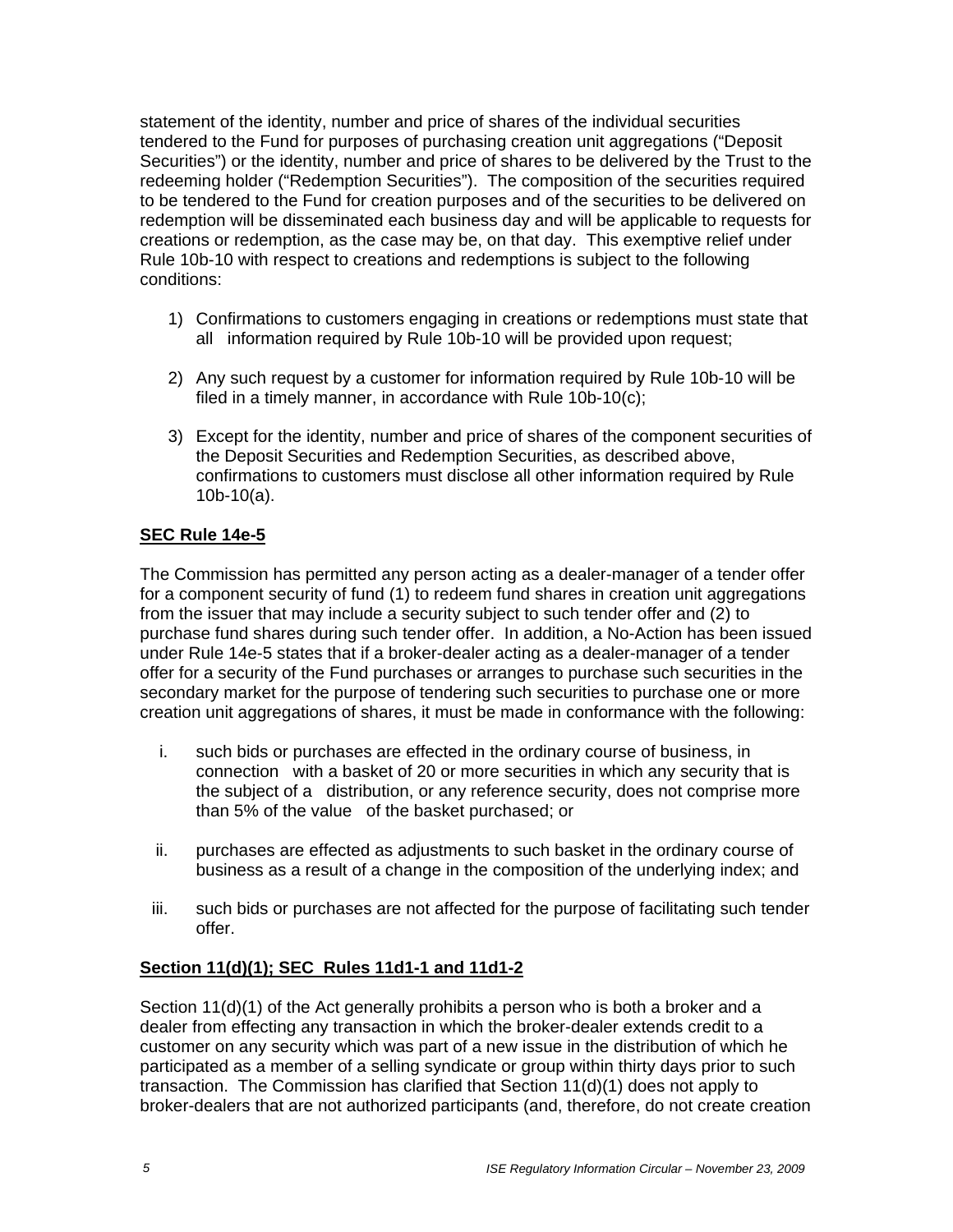statement of the identity, number and price of shares of the individual securities tendered to the Fund for purposes of purchasing creation unit aggregations ("Deposit Securities") or the identity, number and price of shares to be delivered by the Trust to the redeeming holder ("Redemption Securities"). The composition of the securities required to be tendered to the Fund for creation purposes and of the securities to be delivered on redemption will be disseminated each business day and will be applicable to requests for creations or redemption, as the case may be, on that day. This exemptive relief under Rule 10b-10 with respect to creations and redemptions is subject to the following conditions:

1) Confirmations to customers engaging in creations or redemptions must state that all information required by Rule 10b-10 will be provided upon request;

2) Any such request by a customer for information required by Rule 10b-10 will be filed in a timely manner, in accordance with Rule 10b-10(c);

3) Except for the identity, number and price of shares of the component securities of the Deposit Securities and Redemption Securities, as described above, confirmations to customers must disclose all other information required by Rule 10b-10(a).

**SEC Rule 14e-5**

The Commission has permitted any person acting as a dealer-manager of a tender offer for a component security of fund (1) to redeem fund shares in creation unit aggregations from the issuer that may include a security subject to such tender offer and (2) to purchase fund shares during such tender offer. In addition, a No-Action has been issued under Rule 14e-5 states that if a broker-dealer acting as a dealer-manager of a tender offer for a security of the Fund purchases or arranges to purchase such securities in the secondary market for the purpose of tendering such securities to purchase one or more creation unit aggregations of shares, it must be made in conformance with the following:

i. such bids or purchases are effected in the ordinary course of business, in connection with a basket of 20 or more securities in which any security that is the subject of a distribution, or any reference security, does not comprise more than 5% of the value of the basket purchased; or

ii. purchases are effected as adjustments to such basket in the ordinary course of business as a result of a change in the composition of the underlying index; and

iii. such bids or purchases are not affected for the purpose of facilitating such tender offer.

**Section 11(d)(1); SEC Rules 11d1-1 and 11d1-2**

Section 11(d)(1) of the Act generally prohibits a person who is both a broker and a dealer from effecting any transaction in which the broker-dealer extends credit to a customer on any security which was part of a new issue in the distribution of which he participated as a member of a selling syndicate or group within thirty days prior to such transaction. The Commission has clarified that Section 11(d)(1) does not apply to broker-dealers that are not authorized participants (and, therefore, do not create creation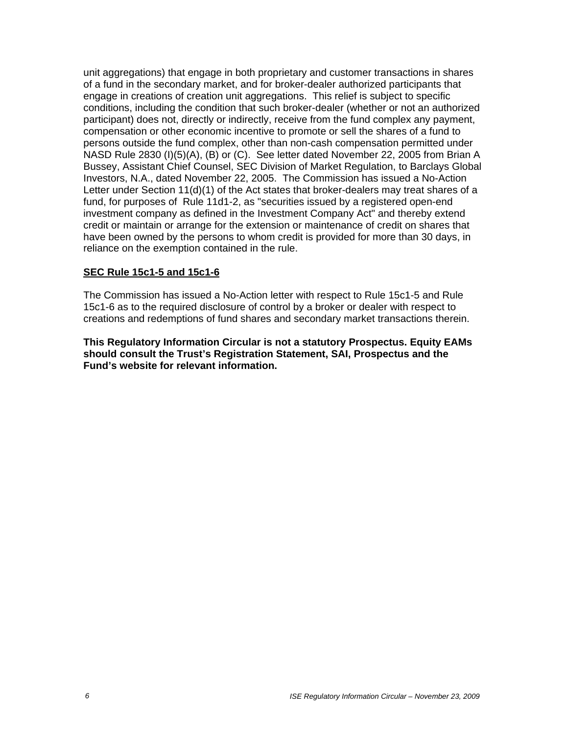unit aggregations) that engage in both proprietary and customer transactions in shares of a fund in the secondary market, and for broker-dealer authorized participants that engage in creations of creation unit aggregations. This relief is subject to specific conditions, including the condition that such broker-dealer (whether or not an authorized participant) does not, directly or indirectly, receive from the fund complex any payment, compensation or other economic incentive to promote or sell the shares of a fund to persons outside the fund complex, other than non-cash compensation permitted under NASD Rule 2830 (I)(5)(A), (B) or (C). See letter dated November 22, 2005 from Brian A Bussey, Assistant Chief Counsel, SEC Division of Market Regulation, to Barclays Global Investors, N.A., dated November 22, 2005. The Commission has issued a No-Action Letter under Section 11(d)(1) of the Act states that broker-dealers may treat shares of a fund, for purposes of Rule 11d1-2, as "securities issued by a registered open-end investment company as defined in the Investment Company Act" and thereby extend credit or maintain or arrange for the extension or maintenance of credit on shares that have been owned by the persons to whom credit is provided for more than 30 days, in reliance on the exemption contained in the rule.

**SEC Rule 15c1-5 and 15c1-6**

The Commission has issued a No-Action letter with respect to Rule 15c1-5 and Rule 15c1-6 as to the required disclosure of control by a broker or dealer with respect to creations and redemptions of fund shares and secondary market transactions therein.

**This Regulatory Information Circular is not a statutory Prospectus. Equity EAMs should consult the Trust's Registration Statement, SAI, Prospectus and the Fund's website for relevant information.**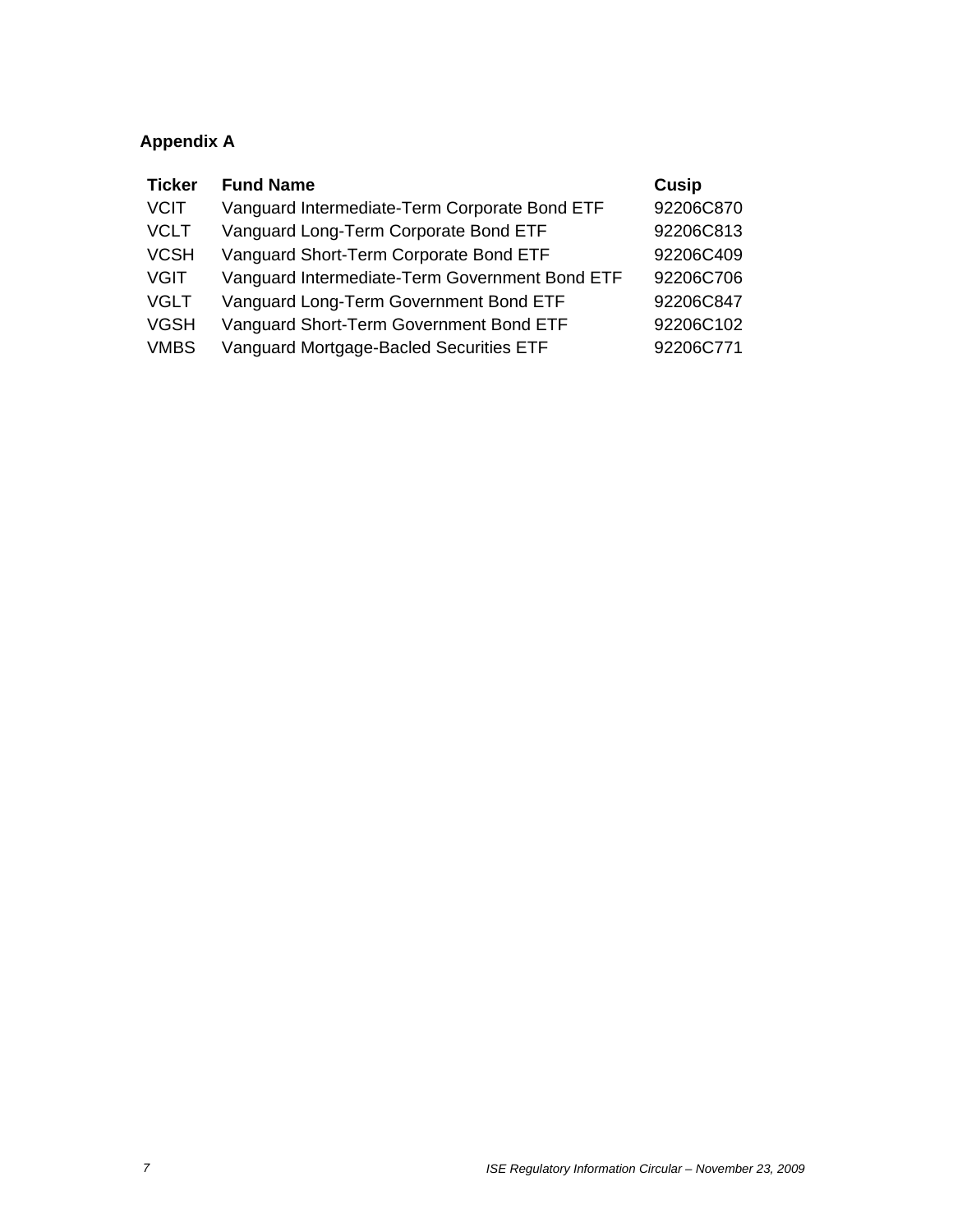## Appendix A

| Ticker | Fund Name | Cusip |
|---|---|---|
| VCIT | Vanguard Intermediate-Term Corporate Bond ETF | 92206C870 |
| VCLT | Vanguard Long-Term Corporate Bond ETF | 92206C813 |
| VCSH | Vanguard Short-Term Corporate Bond ETF | 92206C409 |
| VGIT | Vanguard Intermediate-Term Government Bond ETF | 92206C706 |
| VGLT | Vanguard Long-Term Government Bond ETF | 92206C847 |
| VGSH | Vanguard Short-Term Government Bond ETF | 92206C102 |
| VMBS | Vanguard Mortgage-Bacled Securities ETF | 92206C771 |